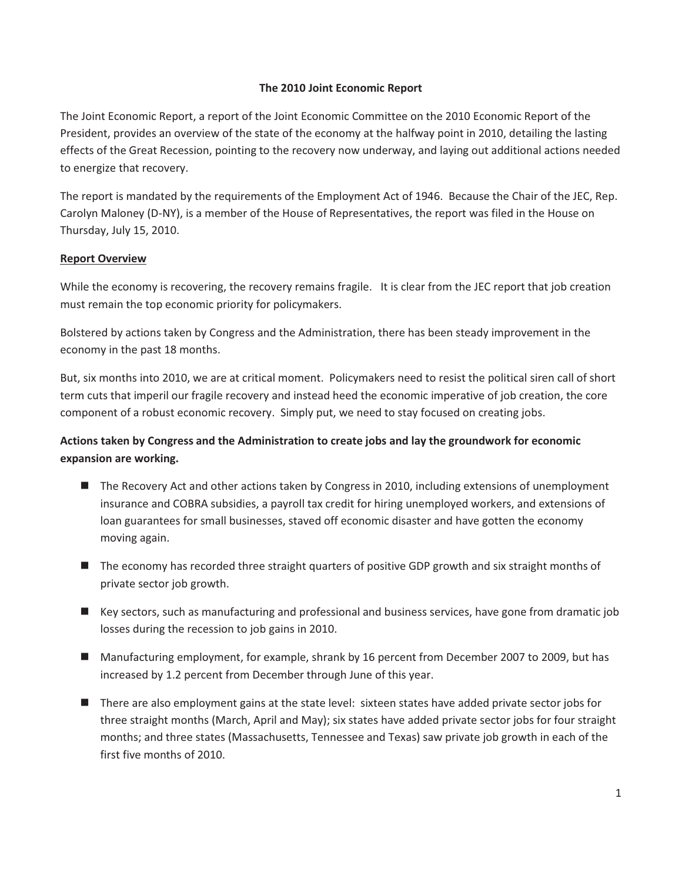# The 2010 Joint Economic Report

The Joint Economic Report, a report of the Joint Economic Committee on the 2010 Economic Report of the President, provides an overview of the state of the economy at the halfway point in 2010, detailing the lasting effects of the Great Recession, pointing to the recovery now underway, and laying out additional actions needed to energize that recovery.

The report is mandated by the requirements of the Employment Act of 1946. Because the Chair of the JEC, Rep. Carolyn Maloney (D-NY), is a member of the House of Representatives, the report was filed in the House on Thursday, July 15, 2010.

## Report Overview

While the economy is recovering, the recovery remains fragile. It is clear from the JEC report that job creation must remain the top economic priority for policymakers.

Bolstered by actions taken by Congress and the Administration, there has been steady improvement in the economy in the past 18 months.

But, six months into 2010, we are at critical moment. Policymakers need to resist the political siren call of short term cuts that imperil our fragile recovery and instead heed the economic imperative of job creation, the core component of a robust economic recovery. Simply put, we need to stay focused on creating jobs.

**Actions taken by Congress and the Administration to create jobs and lay the groundwork for economic expansion are working.**

- The Recovery Act and other actions taken by Congress in 2010, including extensions of unemployment insurance and COBRA subsidies, a payroll tax credit for hiring unemployed workers, and extensions of loan guarantees for small businesses, staved off economic disaster and have gotten the economy moving again.
- The economy has recorded three straight quarters of positive GDP growth and six straight months of private sector job growth.
- Key sectors, such as manufacturing and professional and business services, have gone from dramatic job losses during the recession to job gains in 2010.
- Manufacturing employment, for example, shrank by 16 percent from December 2007 to 2009, but has increased by 1.2 percent from December through June of this year.
- There are also employment gains at the state level: sixteen states have added private sector jobs for three straight months (March, April and May); six states have added private sector jobs for four straight months; and three states (Massachusetts, Tennessee and Texas) saw private job growth in each of the first five months of 2010.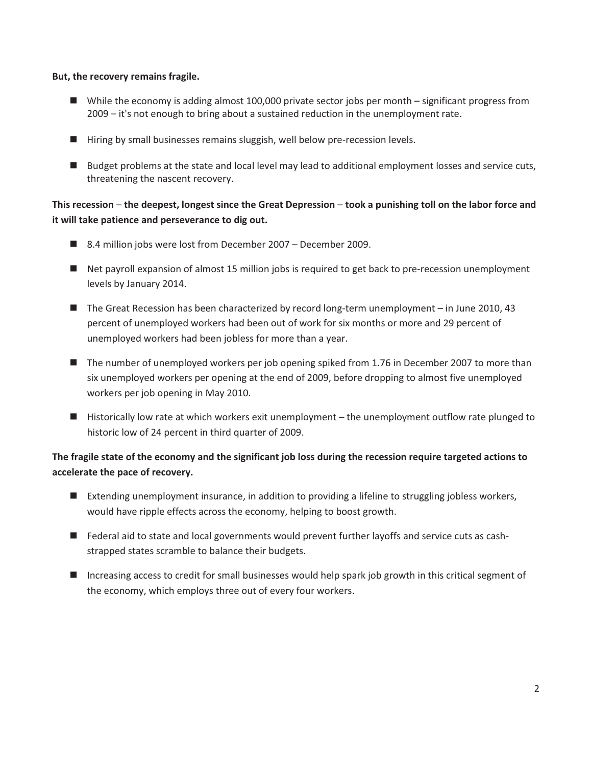**But, the recovery remains fragile.**

- While the economy is adding almost 100,000 private sector jobs per month – significant progress from 2009 – it's not enough to bring about a sustained reduction in the unemployment rate.
- Hiring by small businesses remains sluggish, well below pre-recession levels.
- Budget problems at the state and local level may lead to additional employment losses and service cuts, threatening the nascent recovery.

**This recession – the deepest, longest since the Great Depression – took a punishing toll on the labor force and it will take patience and perseverance to dig out.**

- 8.4 million jobs were lost from December 2007 – December 2009.
- Net payroll expansion of almost 15 million jobs is required to get back to pre-recession unemployment levels by January 2014.
- The Great Recession has been characterized by record long-term unemployment – in June 2010, 43 percent of unemployed workers had been out of work for six months or more and 29 percent of unemployed workers had been jobless for more than a year.
- The number of unemployed workers per job opening spiked from 1.76 in December 2007 to more than six unemployed workers per opening at the end of 2009, before dropping to almost five unemployed workers per job opening in May 2010.
- Historically low rate at which workers exit unemployment – the unemployment outflow rate plunged to historic low of 24 percent in third quarter of 2009.

**The fragile state of the economy and the significant job loss during the recession require targeted actions to accelerate the pace of recovery.**

- Extending unemployment insurance, in addition to providing a lifeline to struggling jobless workers, would have ripple effects across the economy, helping to boost growth.
- Federal aid to state and local governments would prevent further layoffs and service cuts as cash-strapped states scramble to balance their budgets.
- Increasing access to credit for small businesses would help spark job growth in this critical segment of the economy, which employs three out of every four workers.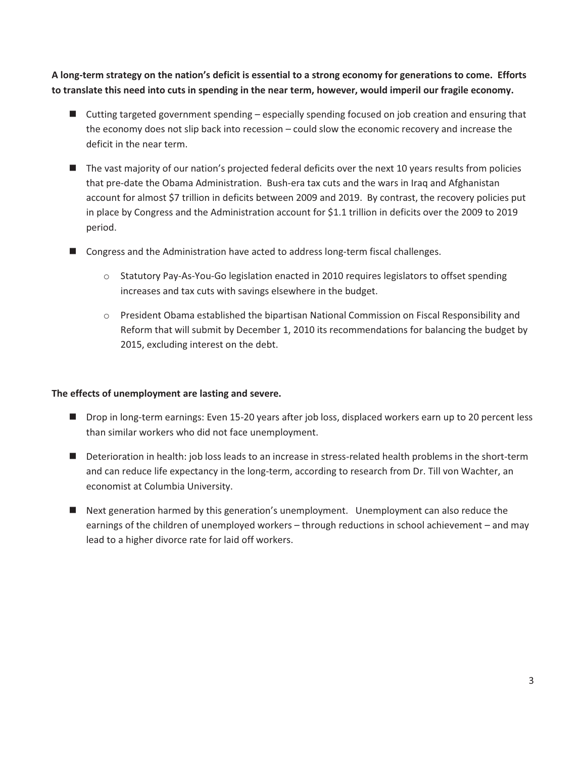**A long-term strategy on the nation's deficit is essential to a strong economy for generations to come. Efforts to translate this need into cuts in spending in the near term, however, would imperil our fragile economy.**

- Cutting targeted government spending – especially spending focused on job creation and ensuring that the economy does not slip back into recession – could slow the economic recovery and increase the deficit in the near term.
- The vast majority of our nation's projected federal deficits over the next 10 years results from policies that pre-date the Obama Administration. Bush-era tax cuts and the wars in Iraq and Afghanistan account for almost $7 trillion in deficits between 2009 and 2019. By contrast, the recovery policies put in place by Congress and the Administration account for $1.1 trillion in deficits over the 2009 to 2019 period.
- Congress and the Administration have acted to address long-term fiscal challenges.
  - Statutory Pay-As-You-Go legislation enacted in 2010 requires legislators to offset spending increases and tax cuts with savings elsewhere in the budget.
  - President Obama established the bipartisan National Commission on Fiscal Responsibility and Reform that will submit by December 1, 2010 its recommendations for balancing the budget by 2015, excluding interest on the debt.

**The effects of unemployment are lasting and severe.**

- Drop in long-term earnings: Even 15-20 years after job loss, displaced workers earn up to 20 percent less than similar workers who did not face unemployment.
- Deterioration in health: job loss leads to an increase in stress-related health problems in the short-term and can reduce life expectancy in the long-term, according to research from Dr. Till von Wachter, an economist at Columbia University.
- Next generation harmed by this generation's unemployment. Unemployment can also reduce the earnings of the children of unemployed workers – through reductions in school achievement – and may lead to a higher divorce rate for laid off workers.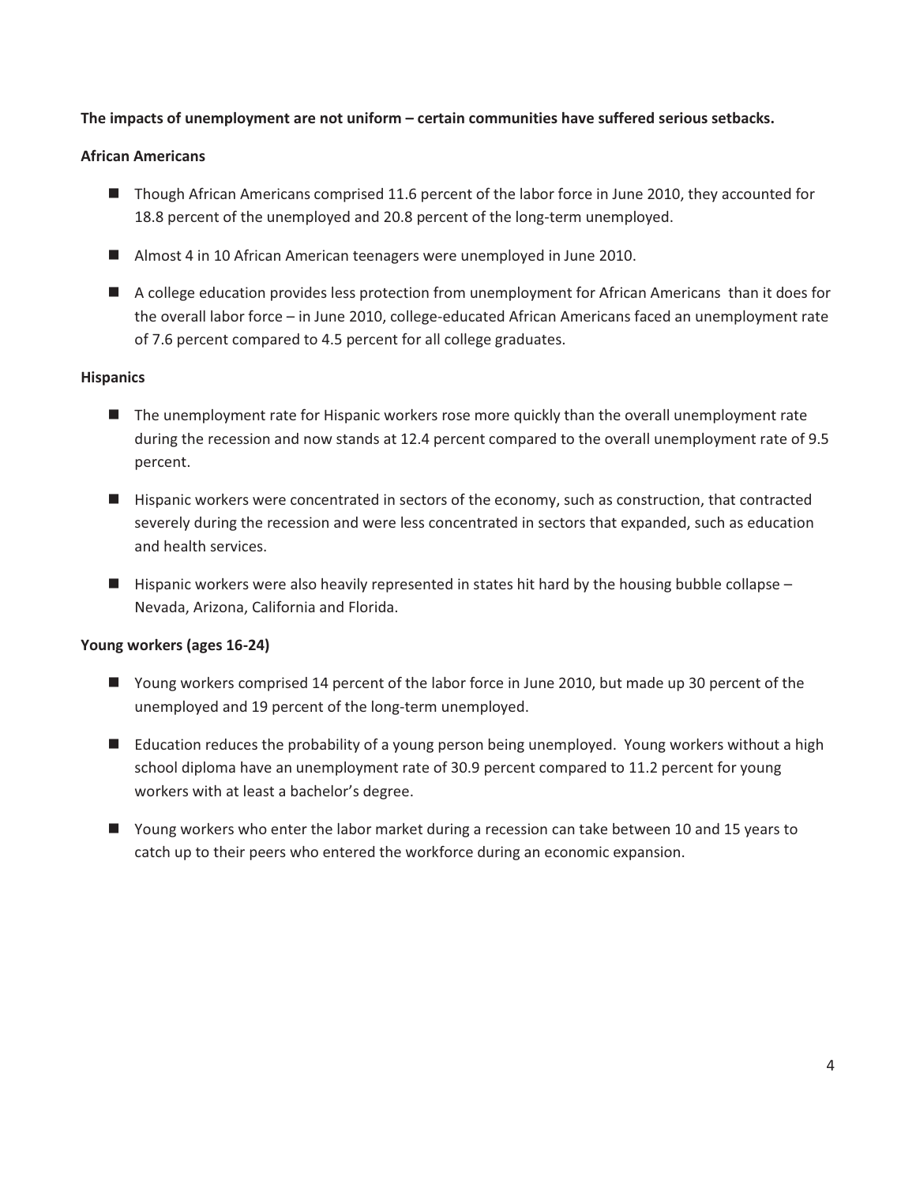**The impacts of unemployment are not uniform – certain communities have suffered serious setbacks.**

**African Americans**

- Though African Americans comprised 11.6 percent of the labor force in June 2010, they accounted for 18.8 percent of the unemployed and 20.8 percent of the long-term unemployed.
- Almost 4 in 10 African American teenagers were unemployed in June 2010.
- A college education provides less protection from unemployment for African Americans than it does for the overall labor force – in June 2010, college-educated African Americans faced an unemployment rate of 7.6 percent compared to 4.5 percent for all college graduates.

**Hispanics**

- The unemployment rate for Hispanic workers rose more quickly than the overall unemployment rate during the recession and now stands at 12.4 percent compared to the overall unemployment rate of 9.5 percent.
- Hispanic workers were concentrated in sectors of the economy, such as construction, that contracted severely during the recession and were less concentrated in sectors that expanded, such as education and health services.
- Hispanic workers were also heavily represented in states hit hard by the housing bubble collapse – Nevada, Arizona, California and Florida.

**Young workers (ages 16-24)**

- Young workers comprised 14 percent of the labor force in June 2010, but made up 30 percent of the unemployed and 19 percent of the long-term unemployed.
- Education reduces the probability of a young person being unemployed. Young workers without a high school diploma have an unemployment rate of 30.9 percent compared to 11.2 percent for young workers with at least a bachelor's degree.
- Young workers who enter the labor market during a recession can take between 10 and 15 years to catch up to their peers who entered the workforce during an economic expansion.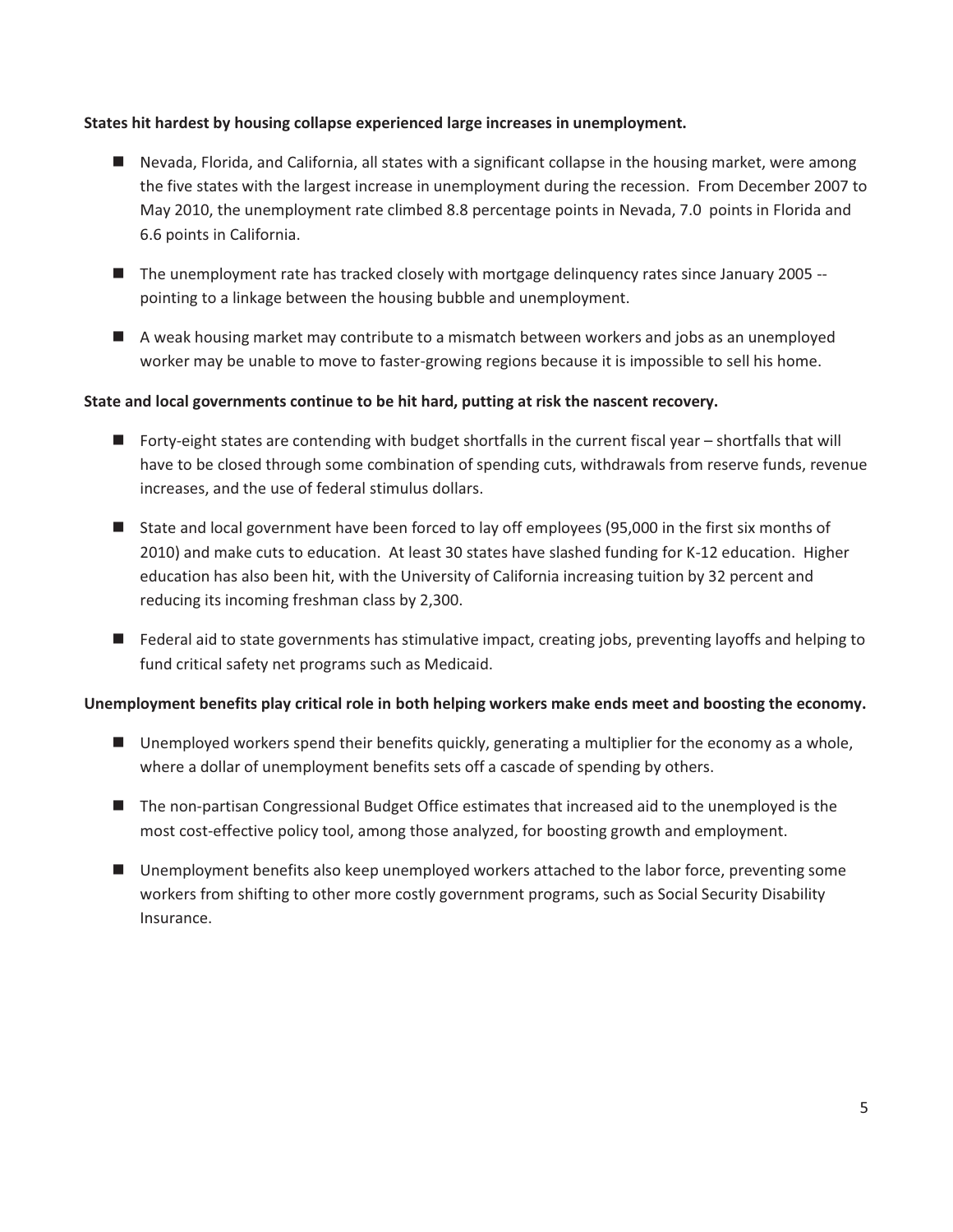**States hit hardest by housing collapse experienced large increases in unemployment.**

- Nevada, Florida, and California, all states with a significant collapse in the housing market, were among the five states with the largest increase in unemployment during the recession. From December 2007 to May 2010, the unemployment rate climbed 8.8 percentage points in Nevada, 7.0 points in Florida and 6.6 points in California.
- The unemployment rate has tracked closely with mortgage delinquency rates since January 2005 -- pointing to a linkage between the housing bubble and unemployment.
- A weak housing market may contribute to a mismatch between workers and jobs as an unemployed worker may be unable to move to faster-growing regions because it is impossible to sell his home.

**State and local governments continue to be hit hard, putting at risk the nascent recovery.**

- Forty-eight states are contending with budget shortfalls in the current fiscal year – shortfalls that will have to be closed through some combination of spending cuts, withdrawals from reserve funds, revenue increases, and the use of federal stimulus dollars.
- State and local government have been forced to lay off employees (95,000 in the first six months of 2010) and make cuts to education. At least 30 states have slashed funding for K-12 education. Higher education has also been hit, with the University of California increasing tuition by 32 percent and reducing its incoming freshman class by 2,300.
- Federal aid to state governments has stimulative impact, creating jobs, preventing layoffs and helping to fund critical safety net programs such as Medicaid.

**Unemployment benefits play critical role in both helping workers make ends meet and boosting the economy.**

- Unemployed workers spend their benefits quickly, generating a multiplier for the economy as a whole, where a dollar of unemployment benefits sets off a cascade of spending by others.
- The non-partisan Congressional Budget Office estimates that increased aid to the unemployed is the most cost-effective policy tool, among those analyzed, for boosting growth and employment.
- Unemployment benefits also keep unemployed workers attached to the labor force, preventing some workers from shifting to other more costly government programs, such as Social Security Disability Insurance.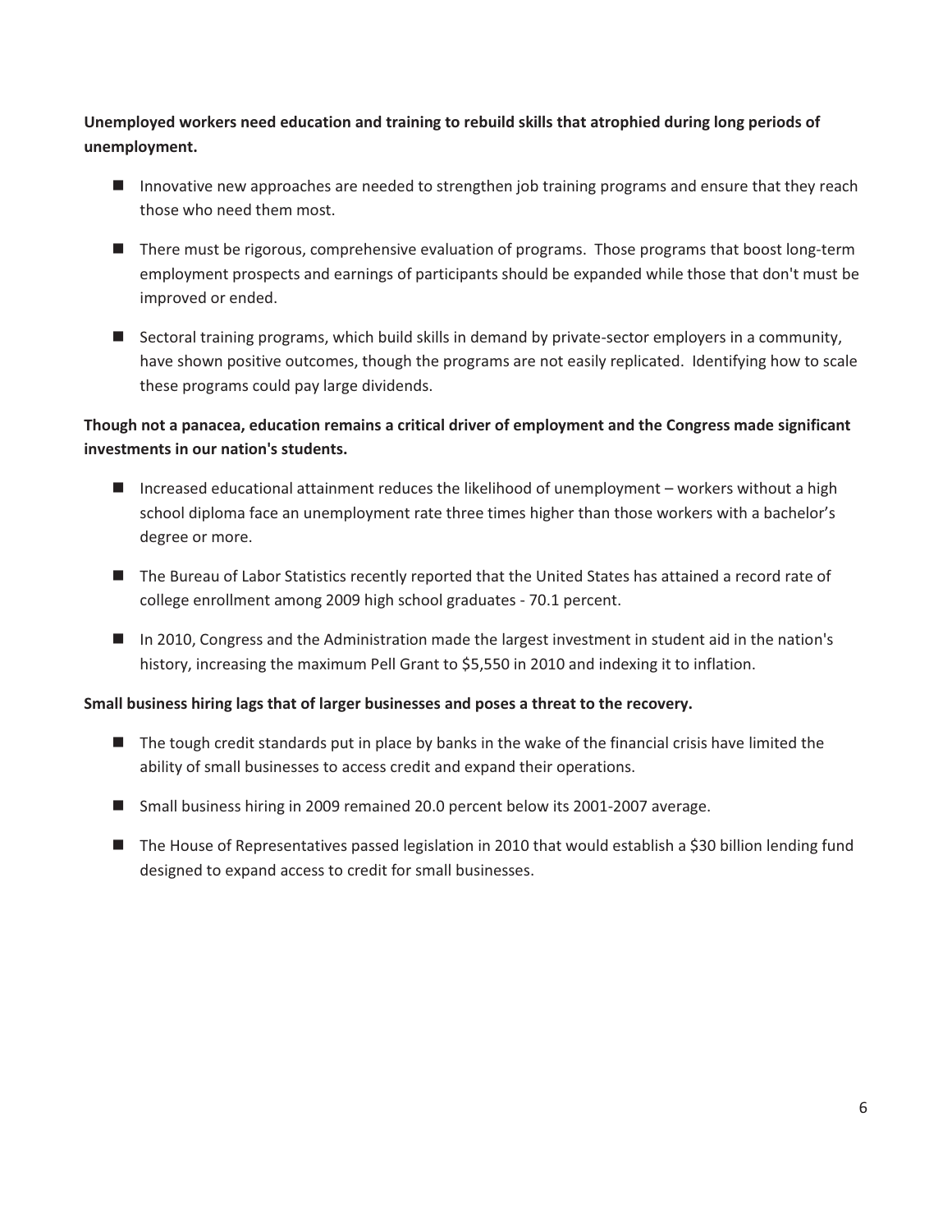**Unemployed workers need education and training to rebuild skills that atrophied during long periods of unemployment.**

- Innovative new approaches are needed to strengthen job training programs and ensure that they reach those who need them most.
- There must be rigorous, comprehensive evaluation of programs. Those programs that boost long-term employment prospects and earnings of participants should be expanded while those that don't must be improved or ended.
- Sectoral training programs, which build skills in demand by private-sector employers in a community, have shown positive outcomes, though the programs are not easily replicated. Identifying how to scale these programs could pay large dividends.

**Though not a panacea, education remains a critical driver of employment and the Congress made significant investments in our nation's students.**

- Increased educational attainment reduces the likelihood of unemployment – workers without a high school diploma face an unemployment rate three times higher than those workers with a bachelor's degree or more.
- The Bureau of Labor Statistics recently reported that the United States has attained a record rate of college enrollment among 2009 high school graduates - 70.1 percent.
- In 2010, Congress and the Administration made the largest investment in student aid in the nation's history, increasing the maximum Pell Grant to $5,550 in 2010 and indexing it to inflation.

**Small business hiring lags that of larger businesses and poses a threat to the recovery.**

- The tough credit standards put in place by banks in the wake of the financial crisis have limited the ability of small businesses to access credit and expand their operations.
- Small business hiring in 2009 remained 20.0 percent below its 2001-2007 average.
- The House of Representatives passed legislation in 2010 that would establish a $30 billion lending fund designed to expand access to credit for small businesses.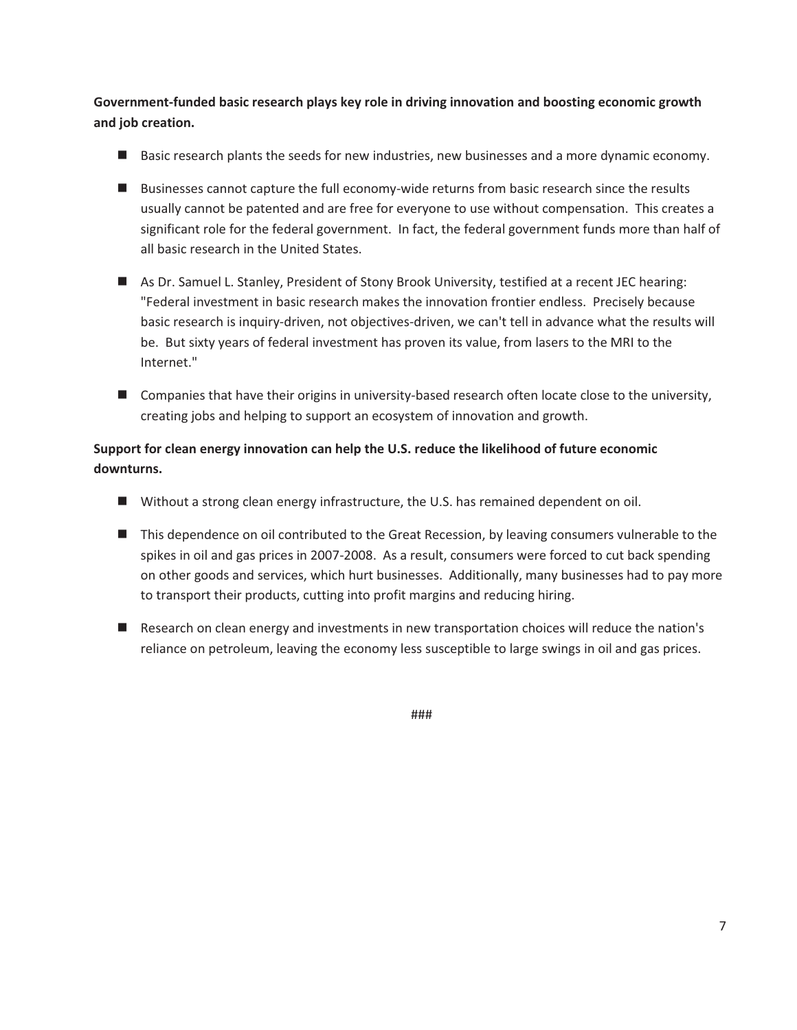**Government-funded basic research plays key role in driving innovation and boosting economic growth and job creation.**

- Basic research plants the seeds for new industries, new businesses and a more dynamic economy.
- Businesses cannot capture the full economy-wide returns from basic research since the results usually cannot be patented and are free for everyone to use without compensation. This creates a significant role for the federal government. In fact, the federal government funds more than half of all basic research in the United States.
- As Dr. Samuel L. Stanley, President of Stony Brook University, testified at a recent JEC hearing: "Federal investment in basic research makes the innovation frontier endless. Precisely because basic research is inquiry-driven, not objectives-driven, we can't tell in advance what the results will be. But sixty years of federal investment has proven its value, from lasers to the MRI to the Internet."
- Companies that have their origins in university-based research often locate close to the university, creating jobs and helping to support an ecosystem of innovation and growth.

**Support for clean energy innovation can help the U.S. reduce the likelihood of future economic downturns.**

- Without a strong clean energy infrastructure, the U.S. has remained dependent on oil.
- This dependence on oil contributed to the Great Recession, by leaving consumers vulnerable to the spikes in oil and gas prices in 2007-2008. As a result, consumers were forced to cut back spending on other goods and services, which hurt businesses. Additionally, many businesses had to pay more to transport their products, cutting into profit margins and reducing hiring.
- Research on clean energy and investments in new transportation choices will reduce the nation's reliance on petroleum, leaving the economy less susceptible to large swings in oil and gas prices.

###